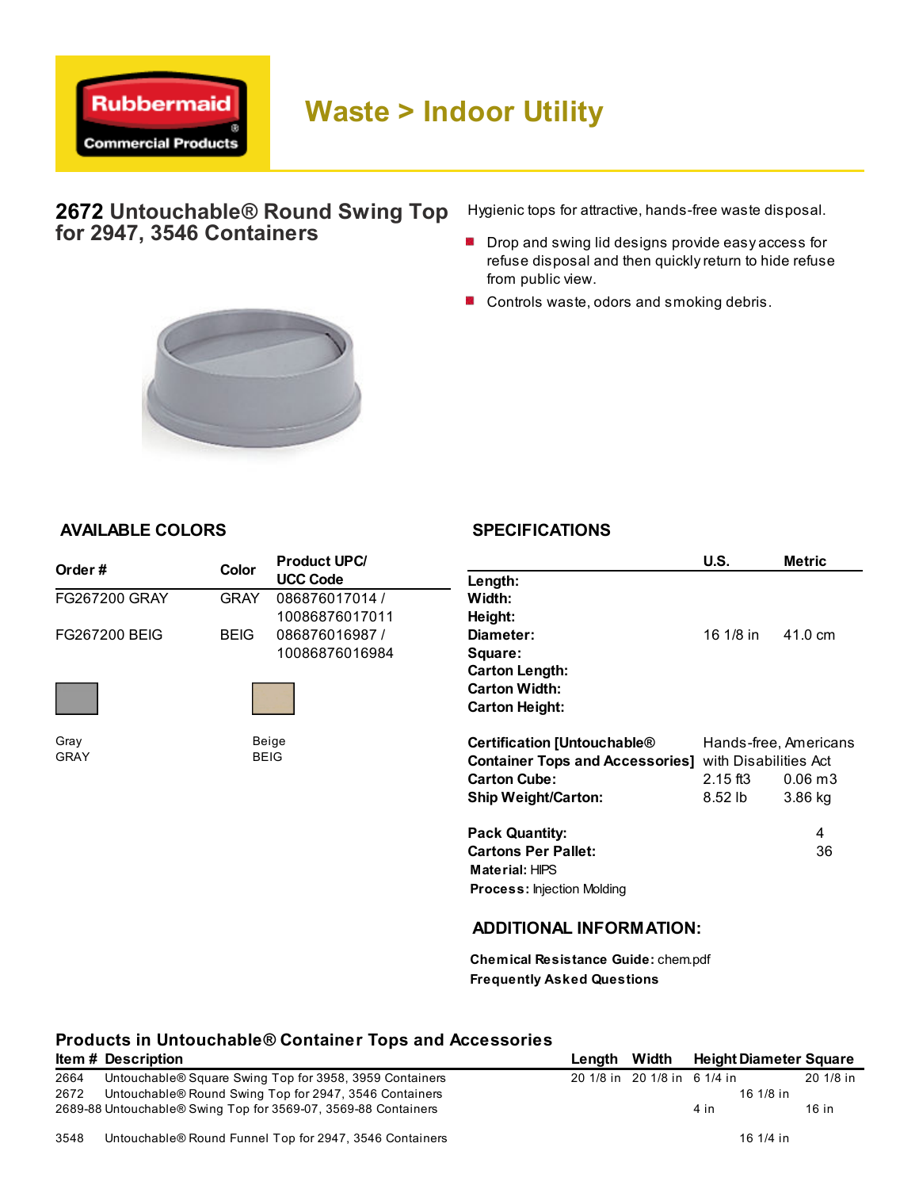Rubbermaid Commercial Products

# Waste > Indoor Utility

## 2672 Untouchable® Round Swing Top for 2947, 3546 Containers

Hygienic tops for attractive, hands-free waste disposal.

- Drop and swing lid designs provide easy access for refuse disposal and then quickly return to hide refuse from public view.
- Controls waste, odors and smoking debris.

### AVAILABLE COLORS

| Order # | Color | Product UPC/ UCC Code |
|---|---|---|
| FG267200 GRAY | GRAY | 086876017014 / 10086876017011 |
| FG267200 BEIG | BEIG | 086876016987 / 10086876016984 |

Gray
GRAY

Beige
BEIG

### SPECIFICATIONS

| | U.S. | Metric |
|---|---|---|
| **Length:** | | |
| **Width:** | | |
| **Height:** | | |
| **Diameter:** | 16 1/8 in | 41.0 cm |
| **Square:** | | |
| **Carton Length:** | | |
| **Carton Width:** | | |
| **Carton Height:** | | |
| **Certification [Untouchable® Container Tops and Accessories]** | Hands-free, Americans with Disabilities Act | |
| **Carton Cube:** | 2.15 ft3 | 0.06 m3 |
| **Ship Weight/Carton:** | 8.52 lb | 3.86 kg |
| **Pack Quantity:** | | 4 |
| **Cartons Per Pallet:** | | 36 |

**Material:** HIPS
**Process:** Injection Molding

### ADDITIONAL INFORMATION:

**Chemical Resistance Guide:** chem.pdf
**Frequently Asked Questions**

### Products in Untouchable® Container Tops and Accessories

| Item # | Description | Length | Width | Height | Diameter | Square |
|---|---|---|---|---|---|---|
| 2664 | Untouchable® Square Swing Top for 3958, 3959 Containers | 20 1/8 in | 20 1/8 in | 6 1/4 in | | 20 1/8 in |
| 2672 | Untouchable® Round Swing Top for 2947, 3546 Containers | | | | 16 1/8 in | |
| 2689-88 | Untouchable® Swing Top for 3569-07, 3569-88 Containers | | | 4 in | | 16 in |
| 3548 | Untouchable® Round Funnel Top for 2947, 3546 Containers | | | | 16 1/4 in | |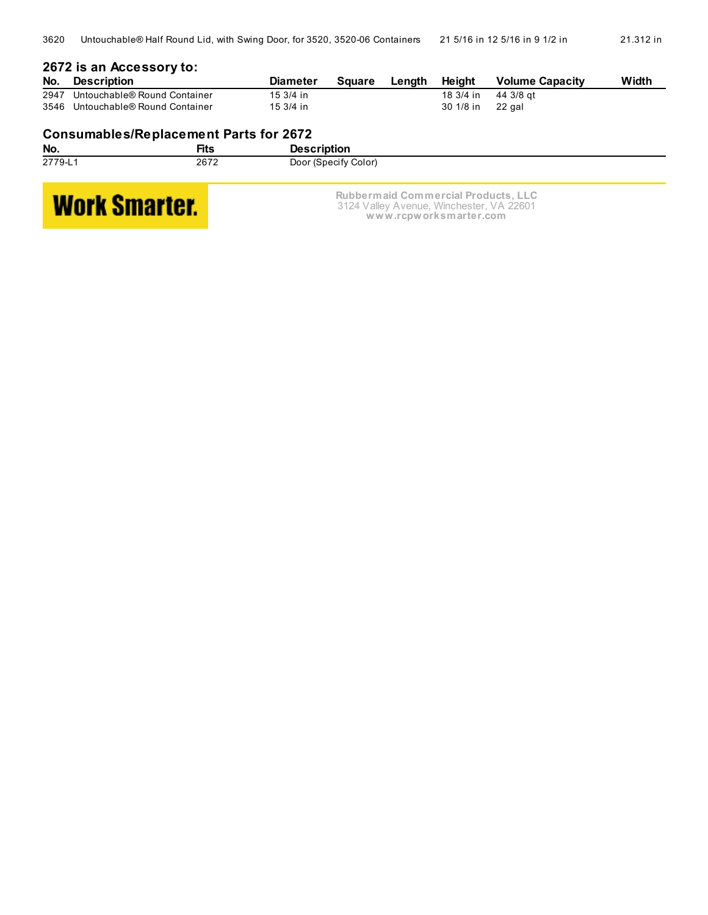| | | | |
|---|---|---|---|
| 3620 | Untouchable® Half Round Lid, with Swing Door, for 3520, 3520-06 Containers | 21 5/16 in 12 5/16 in 9 1/2 in | 21.312 in |

## 2672 is an Accessory to:

| No. | Description | Diameter | Square | Length | Height | Volume Capacity | Width |
|---|---|---|---|---|---|---|---|
| 2947 | Untouchable® Round Container | 15 3/4 in | | | 18 3/4 in | 44 3/8 qt | |
| 3546 | Untouchable® Round Container | 15 3/4 in | | | 30 1/8 in | 22 gal | |

## Consumables/Replacement Parts for 2672

| No. | Fits | Description |
|---|---|---|
| 2779-L1 | 2672 | Door (Specify Color) |

**Work Smarter.**

**Rubbermaid Commercial Products, LLC**
3124 Valley Avenue, Winchester, VA 22601
**www.rcpworksmarter.com**